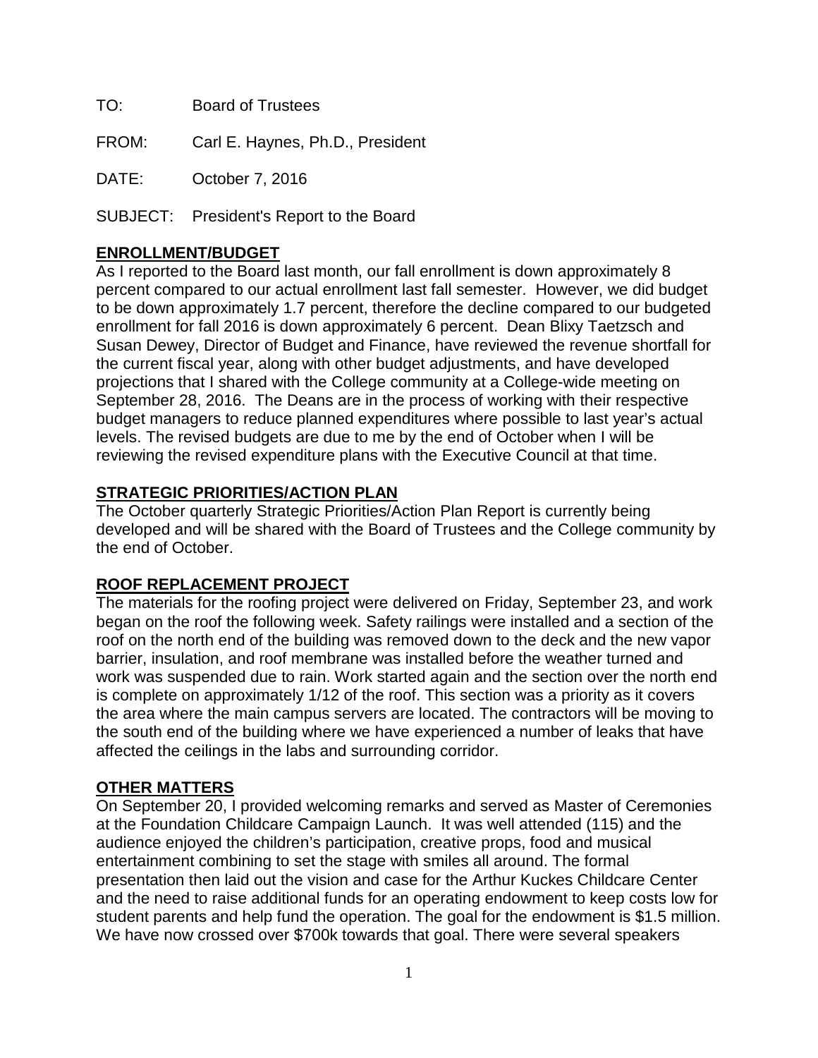TO: Board of Trustees

FROM: Carl E. Haynes, Ph.D., President

DATE: October 7, 2016

SUBJECT: President's Report to the Board

## ENROLLMENT/BUDGET

As I reported to the Board last month, our fall enrollment is down approximately 8 percent compared to our actual enrollment last fall semester. However, we did budget to be down approximately 1.7 percent, therefore the decline compared to our budgeted enrollment for fall 2016 is down approximately 6 percent. Dean Blixy Taetzsch and Susan Dewey, Director of Budget and Finance, have reviewed the revenue shortfall for the current fiscal year, along with other budget adjustments, and have developed projections that I shared with the College community at a College-wide meeting on September 28, 2016. The Deans are in the process of working with their respective budget managers to reduce planned expenditures where possible to last year's actual levels. The revised budgets are due to me by the end of October when I will be reviewing the revised expenditure plans with the Executive Council at that time.

## STRATEGIC PRIORITIES/ACTION PLAN

The October quarterly Strategic Priorities/Action Plan Report is currently being developed and will be shared with the Board of Trustees and the College community by the end of October.

## ROOF REPLACEMENT PROJECT

The materials for the roofing project were delivered on Friday, September 23, and work began on the roof the following week. Safety railings were installed and a section of the roof on the north end of the building was removed down to the deck and the new vapor barrier, insulation, and roof membrane was installed before the weather turned and work was suspended due to rain. Work started again and the section over the north end is complete on approximately 1/12 of the roof. This section was a priority as it covers the area where the main campus servers are located. The contractors will be moving to the south end of the building where we have experienced a number of leaks that have affected the ceilings in the labs and surrounding corridor.

## OTHER MATTERS

On September 20, I provided welcoming remarks and served as Master of Ceremonies at the Foundation Childcare Campaign Launch. It was well attended (115) and the audience enjoyed the children's participation, creative props, food and musical entertainment combining to set the stage with smiles all around. The formal presentation then laid out the vision and case for the Arthur Kuckes Childcare Center and the need to raise additional funds for an operating endowment to keep costs low for student parents and help fund the operation. The goal for the endowment is $1.5 million. We have now crossed over $700k towards that goal. There were several speakers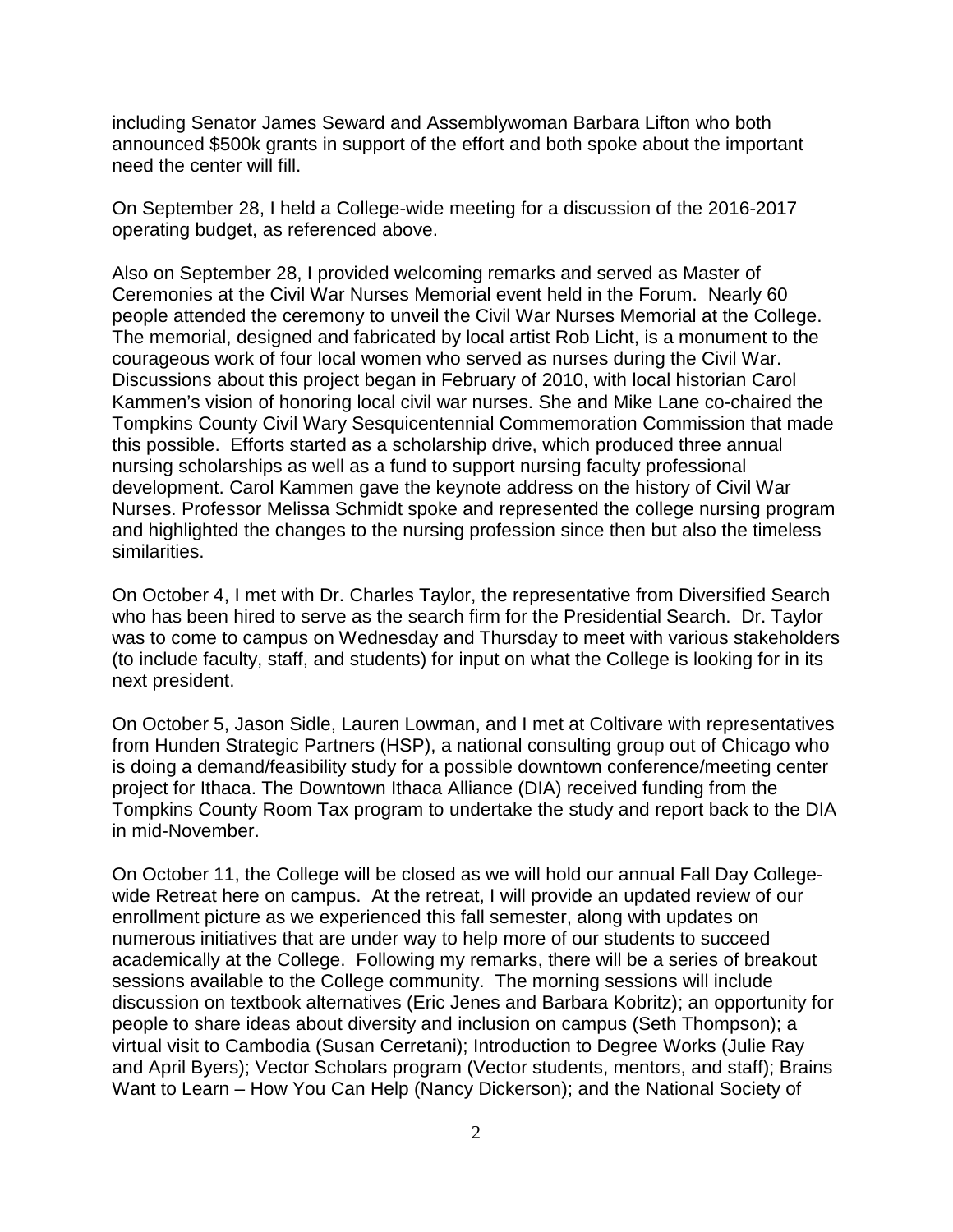including Senator James Seward and Assemblywoman Barbara Lifton who both announced $500k grants in support of the effort and both spoke about the important need the center will fill.

On September 28, I held a College-wide meeting for a discussion of the 2016-2017 operating budget, as referenced above.

Also on September 28, I provided welcoming remarks and served as Master of Ceremonies at the Civil War Nurses Memorial event held in the Forum. Nearly 60 people attended the ceremony to unveil the Civil War Nurses Memorial at the College. The memorial, designed and fabricated by local artist Rob Licht, is a monument to the courageous work of four local women who served as nurses during the Civil War. Discussions about this project began in February of 2010, with local historian Carol Kammen's vision of honoring local civil war nurses. She and Mike Lane co-chaired the Tompkins County Civil Wary Sesquicentennial Commemoration Commission that made this possible. Efforts started as a scholarship drive, which produced three annual nursing scholarships as well as a fund to support nursing faculty professional development. Carol Kammen gave the keynote address on the history of Civil War Nurses. Professor Melissa Schmidt spoke and represented the college nursing program and highlighted the changes to the nursing profession since then but also the timeless similarities.

On October 4, I met with Dr. Charles Taylor, the representative from Diversified Search who has been hired to serve as the search firm for the Presidential Search. Dr. Taylor was to come to campus on Wednesday and Thursday to meet with various stakeholders (to include faculty, staff, and students) for input on what the College is looking for in its next president.

On October 5, Jason Sidle, Lauren Lowman, and I met at Coltivare with representatives from Hunden Strategic Partners (HSP), a national consulting group out of Chicago who is doing a demand/feasibility study for a possible downtown conference/meeting center project for Ithaca. The Downtown Ithaca Alliance (DIA) received funding from the Tompkins County Room Tax program to undertake the study and report back to the DIA in mid-November.

On October 11, the College will be closed as we will hold our annual Fall Day College-wide Retreat here on campus. At the retreat, I will provide an updated review of our enrollment picture as we experienced this fall semester, along with updates on numerous initiatives that are under way to help more of our students to succeed academically at the College. Following my remarks, there will be a series of breakout sessions available to the College community. The morning sessions will include discussion on textbook alternatives (Eric Jenes and Barbara Kobritz); an opportunity for people to share ideas about diversity and inclusion on campus (Seth Thompson); a virtual visit to Cambodia (Susan Cerretani); Introduction to Degree Works (Julie Ray and April Byers); Vector Scholars program (Vector students, mentors, and staff); Brains Want to Learn – How You Can Help (Nancy Dickerson); and the National Society of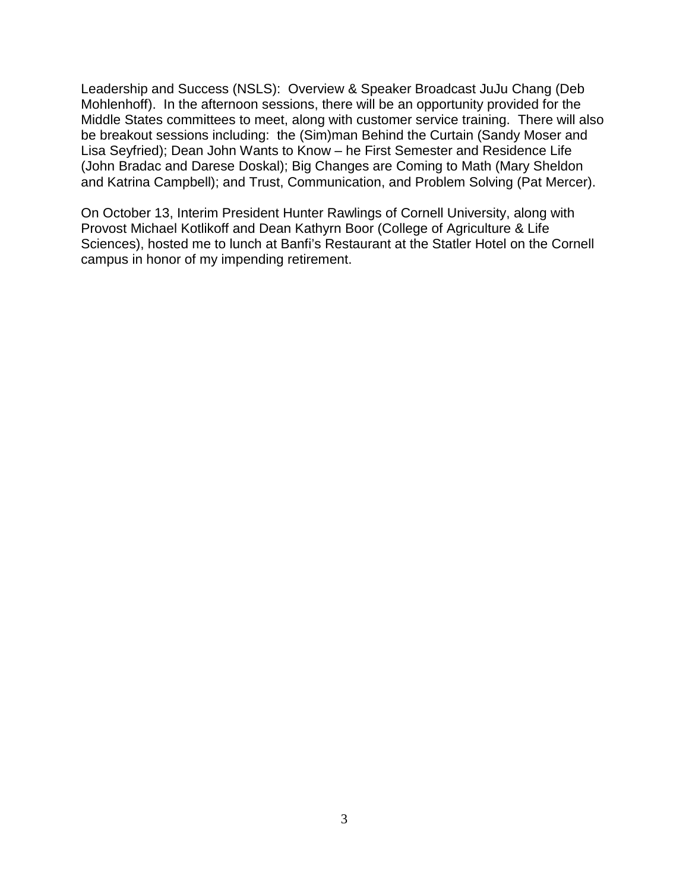Leadership and Success (NSLS): Overview & Speaker Broadcast JuJu Chang (Deb Mohlenhoff). In the afternoon sessions, there will be an opportunity provided for the Middle States committees to meet, along with customer service training. There will also be breakout sessions including: the (Sim)man Behind the Curtain (Sandy Moser and Lisa Seyfried); Dean John Wants to Know – he First Semester and Residence Life (John Bradac and Darese Doskal); Big Changes are Coming to Math (Mary Sheldon and Katrina Campbell); and Trust, Communication, and Problem Solving (Pat Mercer).

On October 13, Interim President Hunter Rawlings of Cornell University, along with Provost Michael Kotlikoff and Dean Kathyrn Boor (College of Agriculture & Life Sciences), hosted me to lunch at Banfi's Restaurant at the Statler Hotel on the Cornell campus in honor of my impending retirement.